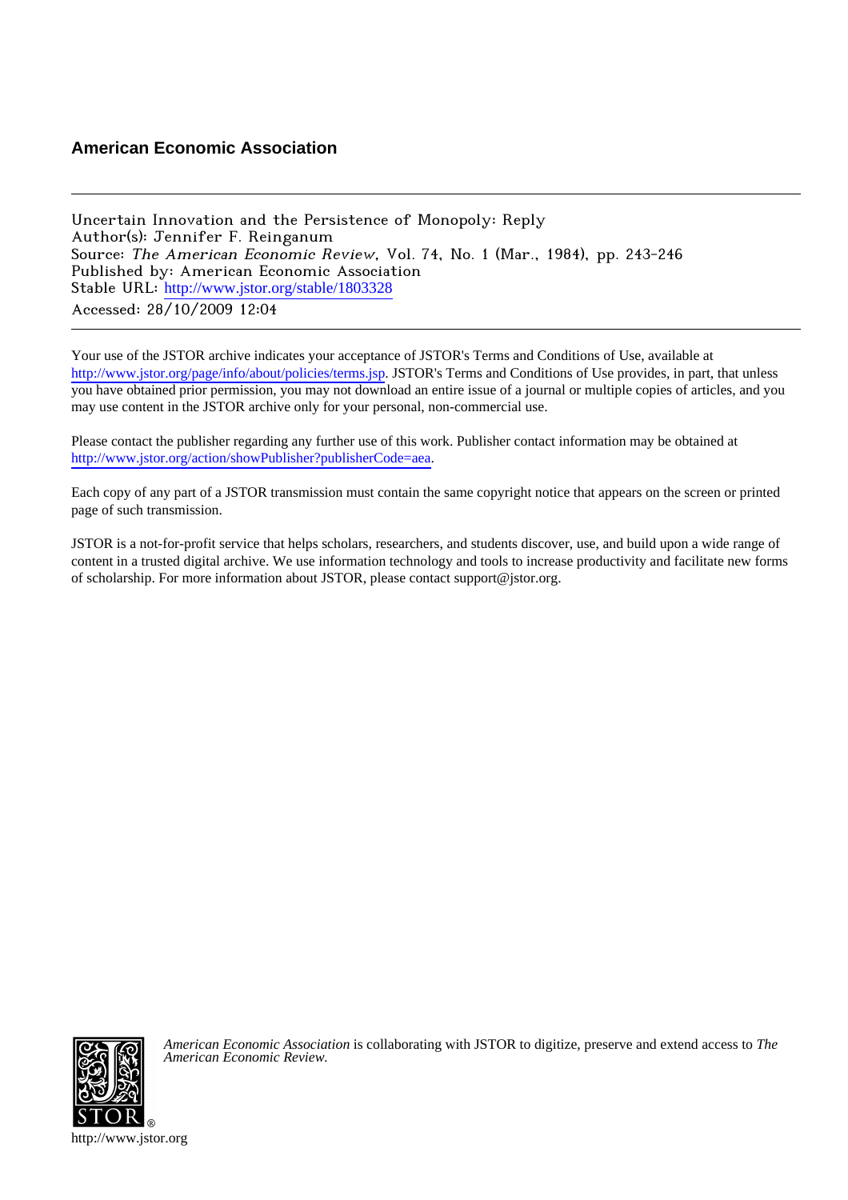**American Economic Association**

---

Uncertain Innovation and the Persistence of Monopoly: Reply
Author(s): Jennifer F. Reinganum
Source: *The American Economic Review*, Vol. 74, No. 1 (Mar., 1984), pp. 243-246
Published by: American Economic Association
Stable URL: http://www.jstor.org/stable/1803328
Accessed: 28/10/2009 12:04

---

Your use of the JSTOR archive indicates your acceptance of JSTOR's Terms and Conditions of Use, available at http://www.jstor.org/page/info/about/policies/terms.jsp. JSTOR's Terms and Conditions of Use provides, in part, that unless you have obtained prior permission, you may not download an entire issue of a journal or multiple copies of articles, and you may use content in the JSTOR archive only for your personal, non-commercial use.

Please contact the publisher regarding any further use of this work. Publisher contact information may be obtained at http://www.jstor.org/action/showPublisher?publisherCode=aea.

Each copy of any part of a JSTOR transmission must contain the same copyright notice that appears on the screen or printed page of such transmission.

JSTOR is a not-for-profit service that helps scholars, researchers, and students discover, use, and build upon a wide range of content in a trusted digital archive. We use information technology and tools to increase productivity and facilitate new forms of scholarship. For more information about JSTOR, please contact support@jstor.org.

*American Economic Association* is collaborating with JSTOR to digitize, preserve and extend access to *The American Economic Review.*

http://www.jstor.org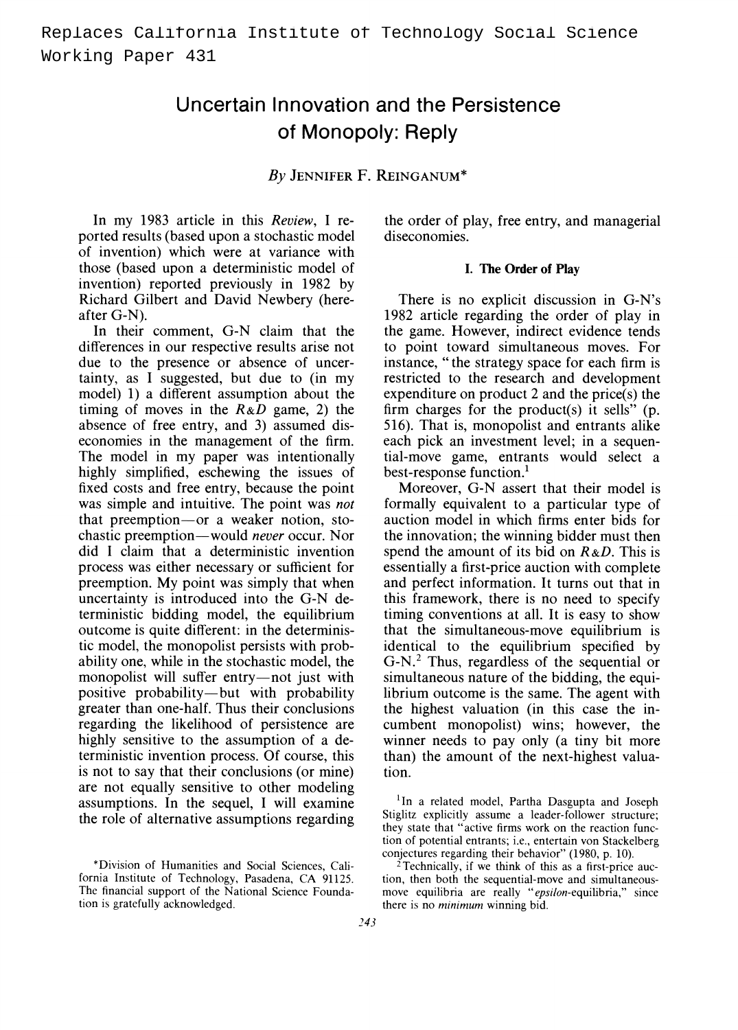Replaces California Institute of Technology Social Science Working Paper 431

# Uncertain Innovation and the Persistence of Monopoly: Reply

*By* JENNIFER F. REINGANUM*

In my 1983 article in this *Review*, I reported results (based upon a stochastic model of invention) which were at variance with those (based upon a deterministic model of invention) reported previously in 1982 by Richard Gilbert and David Newbery (hereafter G-N).

In their comment, G-N claim that the differences in our respective results arise not due to the presence or absence of uncertainty, as I suggested, but due to (in my model) 1) a different assumption about the timing of moves in the *R&D* game, 2) the absence of free entry, and 3) assumed diseconomies in the management of the firm. The model in my paper was intentionally highly simplified, eschewing the issues of fixed costs and free entry, because the point was simple and intuitive. The point was *not* that preemption—or a weaker notion, stochastic preemption—would *never* occur. Nor did I claim that a deterministic invention process was either necessary or sufficient for preemption. My point was simply that when uncertainty is introduced into the G-N deterministic bidding model, the equilibrium outcome is quite different: in the deterministic model, the monopolist persists with probability one, while in the stochastic model, the monopolist will suffer entry—not just with positive probability—but with probability greater than one-half. Thus their conclusions regarding the likelihood of persistence are highly sensitive to the assumption of a deterministic invention process. Of course, this is not to say that their conclusions (or mine) are not equally sensitive to other modeling assumptions. In the sequel, I will examine the role of alternative assumptions regarding the order of play, free entry, and managerial diseconomies.

## I. The Order of Play

There is no explicit discussion in G-N's 1982 article regarding the order of play in the game. However, indirect evidence tends to point toward simultaneous moves. For instance, "the strategy space for each firm is restricted to the research and development expenditure on product 2 and the price(s) the firm charges for the product(s) it sells" (p. 516). That is, monopolist and entrants alike each pick an investment level; in a sequential-move game, entrants would select a best-response function.[1]

Moreover, G-N assert that their model is formally equivalent to a particular type of auction model in which firms enter bids for the innovation; the winning bidder must then spend the amount of its bid on *R&D*. This is essentially a first-price auction with complete and perfect information. It turns out that in this framework, there is no need to specify timing conventions at all. It is easy to show that the simultaneous-move equilibrium is identical to the equilibrium specified by G-N.[2] Thus, regardless of the sequential or simultaneous nature of the bidding, the equilibrium outcome is the same. The agent with the highest valuation (in this case the incumbent monopolist) wins; however, the winner needs to pay only (a tiny bit more than) the amount of the next-highest valuation.

*Division of Humanities and Social Sciences, California Institute of Technology, Pasadena, CA 91125. The financial support of the National Science Foundation is gratefully acknowledged.

[1] In a related model, Partha Dasgupta and Joseph Stiglitz explicitly assume a leader-follower structure; they state that "active firms work on the reaction function of potential entrants; i.e., entertain von Stackelberg conjectures regarding their behavior" (1980, p. 10).

[2] Technically, if we think of this as a first-price auction, then both the sequential-move and simultaneous-move equilibria are really "*epsilon*-equilibria," since there is no *minimum* winning bid.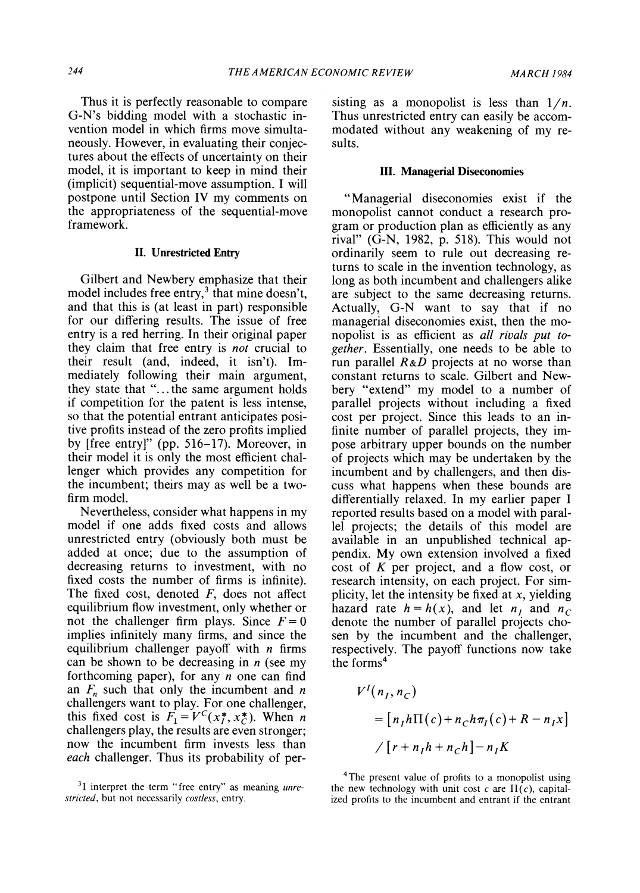Thus it is perfectly reasonable to compare G-N's bidding model with a stochastic invention model in which firms move simultaneously. However, in evaluating their conjectures about the effects of uncertainty on their model, it is important to keep in mind their (implicit) sequential-move assumption. I will postpone until Section IV my comments on the appropriateness of the sequential-move framework.

## II. Unrestricted Entry

Gilbert and Newbery emphasize that their model includes free entry,[3] that mine doesn't, and that this is (at least in part) responsible for our differing results. The issue of free entry is a red herring. In their original paper they claim that free entry is *not* crucial to their result (and, indeed, it isn't). Immediately following their main argument, they state that "...the same argument holds if competition for the patent is less intense, so that the potential entrant anticipates positive profits instead of the zero profits implied by [free entry]" (pp. 516–17). Moreover, in their model it is only the most efficient challenger which provides any competition for the incumbent; theirs may as well be a two-firm model.

Nevertheless, consider what happens in my model if one adds fixed costs and allows unrestricted entry (obviously both must be added at once; due to the assumption of decreasing returns to investment, with no fixed costs the number of firms is infinite). The fixed cost, denoted $F$, does not affect equilibrium flow investment, only whether or not the challenger firm plays. Since $F=0$ implies infinitely many firms, and since the equilibrium challenger payoff with $n$ firms can be shown to be decreasing in $n$ (see my forthcoming paper), for any $n$ one can find an $F_n$ such that only the incumbent and $n$ challengers want to play. For one challenger, this fixed cost is $F_1 = V^C(x_I^*, x_C^*)$. When $n$ challengers play, the results are even stronger; now the incumbent firm invests less than *each* challenger. Thus its probability of persisting as a monopolist is less than $1/n$. Thus unrestricted entry can easily be accommodated without any weakening of my results.

## III. Managerial Diseconomies

"Managerial diseconomies exist if the monopolist cannot conduct a research program or production plan as efficiently as any rival" (G-N, 1982, p. 518). This would not ordinarily seem to rule out decreasing returns to scale in the invention technology, as long as both incumbent and challengers alike are subject to the same decreasing returns. Actually, G-N want to say that if no managerial diseconomies exist, then the monopolist is as efficient as *all rivals put together*. Essentially, one needs to be able to run parallel $R\&D$ projects at no worse than constant returns to scale. Gilbert and Newbery "extend" my model to a number of parallel projects without including a fixed cost per project. Since this leads to an infinite number of parallel projects, they impose arbitrary upper bounds on the number of projects which may be undertaken by the incumbent and by challengers, and then discuss what happens when these bounds are differentially relaxed. In my earlier paper I reported results based on a model with parallel projects; the details of this model are available in an unpublished technical appendix. My own extension involved a fixed cost of $K$ per project, and a flow cost, or research intensity, on each project. For simplicity, let the intensity be fixed at $x$, yielding hazard rate $h=h(x)$, and let $n_I$ and $n_C$ denote the number of parallel projects chosen by the incumbent and the challenger, respectively. The payoff functions now take the forms[4]

$$V^I(n_I, n_C)$$
$$= [n_I h \Pi(c) + n_C h \pi_I(c) + R - n_I x]$$
$$/[r + n_I h + n_C h] - n_I K$$

[3] I interpret the term "free entry" as meaning *unrestricted*, but not necessarily *costless*, entry.

[4] The present value of profits to a monopolist using the new technology with unit cost $c$ are $\Pi(c)$, capitalized profits to the incumbent and entrant if the entrant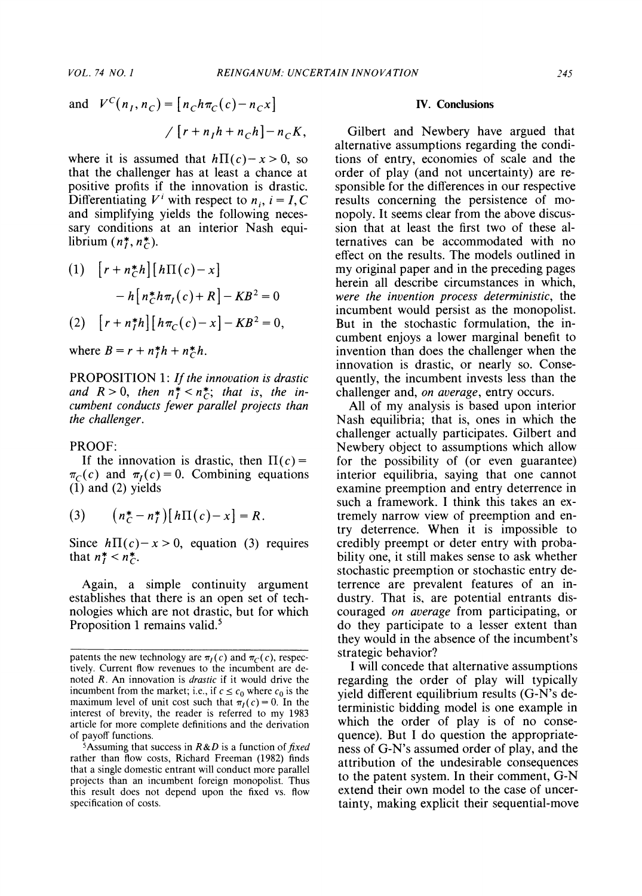and $V^C(n_I, n_C) = [n_C h\pi_C(c) - n_C x] / [r + n_I h + n_C h] - n_C K$,

where it is assumed that $h\Pi(c) - x > 0$, so that the challenger has at least a chance at positive profits if the innovation is drastic. Differentiating $V^i$ with respect to $n_i$, $i = I, C$ and simplifying yields the following necessary conditions at an interior Nash equilibrium $(n_I^*, n_C^*)$.

$$(1) \quad [r + n_C^* h][h\Pi(c) - x] - h[n_C^* h\pi_I(c) + R] - KB^2 = 0$$

$$(2) \quad [r + n_I^* h][h\pi_C(c) - x] - KB^2 = 0,$$

where $B = r + n_I^* h + n_C^* h$.

PROPOSITION 1: *If the innovation is drastic and $R > 0$, then $n_I^* < n_C^*$; that is, the incumbent conducts fewer parallel projects than the challenger.*

PROOF:

If the innovation is drastic, then $\Pi(c) = \pi_C(c)$ and $\pi_I(c) = 0$. Combining equations (1) and (2) yields

$$(3) \quad (n_C^* - n_I^*)[h\Pi(c) - x] = R.$$

Since $h\Pi(c) - x > 0$, equation (3) requires that $n_I^* < n_C^*$.

Again, a simple continuity argument establishes that there is an open set of technologies which are not drastic, but for which Proposition 1 remains valid.[5]

patents the new technology are $\pi_I(c)$ and $\pi_C(c)$, respectively. Current flow revenues to the incumbent are denoted $R$. An innovation is *drastic* if it would drive the incumbent from the market; i.e., if $c \leq c_0$ where $c_0$ is the maximum level of unit cost such that $\pi_I(c) = 0$. In the interest of brevity, the reader is referred to my 1983 article for more complete definitions and the derivation of payoff functions.

[5]Assuming that success in *R&D* is a function of *fixed* rather than flow costs, Richard Freeman (1982) finds that a single domestic entrant will conduct more parallel projects than an incumbent foreign monopolist. Thus this result does not depend upon the fixed vs. flow specification of costs.

## IV. Conclusions

Gilbert and Newbery have argued that alternative assumptions regarding the conditions of entry, economies of scale and the order of play (and not uncertainty) are responsible for the differences in our respective results concerning the persistence of monopoly. It seems clear from the above discussion that at least the first two of these alternatives can be accommodated with no effect on the results. The models outlined in my original paper and in the preceding pages herein all describe circumstances in which, *were the invention process deterministic*, the incumbent would persist as the monopolist. But in the stochastic formulation, the incumbent enjoys a lower marginal benefit to invention than does the challenger when the innovation is drastic, or nearly so. Consequently, the incumbent invests less than the challenger and, *on average*, entry occurs.

All of my analysis is based upon interior Nash equilibria; that is, ones in which the challenger actually participates. Gilbert and Newbery object to assumptions which allow for the possibility of (or even guarantee) interior equilibria, saying that one cannot examine preemption and entry deterrence in such a framework. I think this takes an extremely narrow view of preemption and entry deterrence. When it is impossible to credibly preempt or deter entry with probability one, it still makes sense to ask whether stochastic preemption or stochastic entry deterrence are prevalent features of an industry. That is, are potential entrants discouraged *on average* from participating, or do they participate to a lesser extent than they would in the absence of the incumbent's strategic behavior?

I will concede that alternative assumptions regarding the order of play will typically yield different equilibrium results (G-N's deterministic bidding model is one example in which the order of play is of no consequence). But I do question the appropriateness of G-N's assumed order of play, and the attribution of the undesirable consequences to the patent system. In their comment, G-N extend their own model to the case of uncertainty, making explicit their sequential-move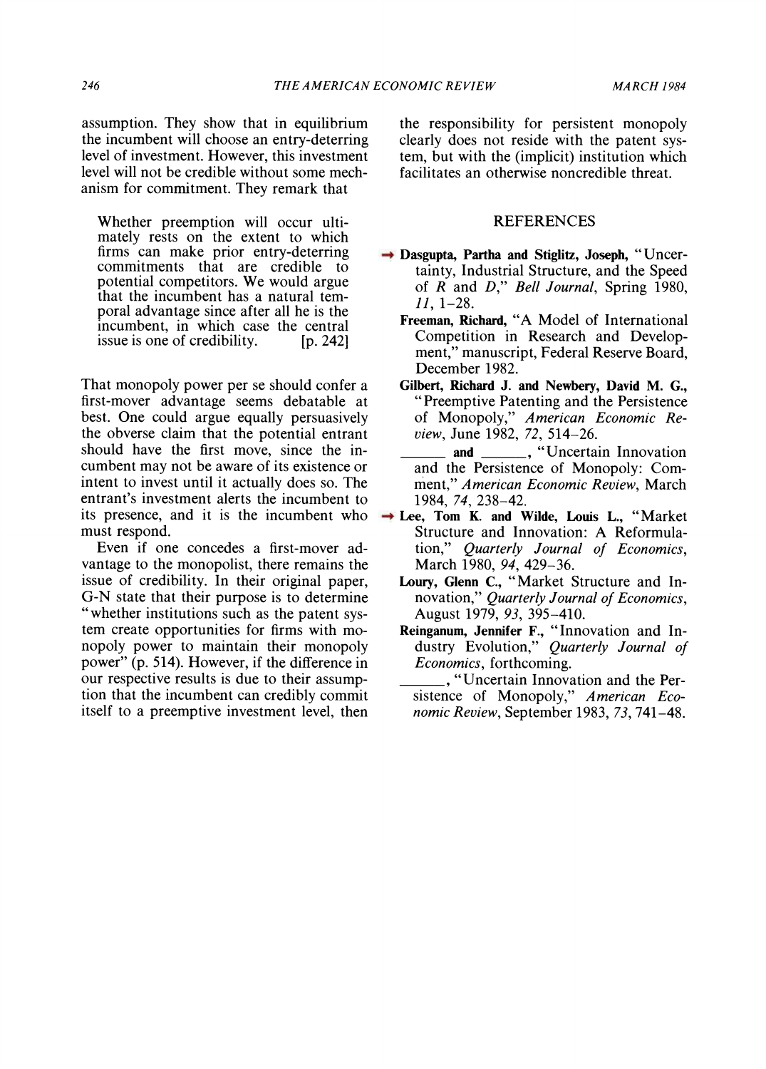assumption. They show that in equilibrium the incumbent will choose an entry-deterring level of investment. However, this investment level will not be credible without some mechanism for commitment. They remark that

> Whether preemption will occur ultimately rests on the extent to which firms can make prior entry-deterring commitments that are credible to potential competitors. We would argue that the incumbent has a natural temporal advantage since after all he is the incumbent, in which case the central issue is one of credibility. [p. 242]

That monopoly power per se should confer a first-mover advantage seems debatable at best. One could argue equally persuasively the obverse claim that the potential entrant should have the first move, since the incumbent may not be aware of its existence or intent to invest until it actually does so. The entrant's investment alerts the incumbent to its presence, and it is the incumbent who must respond.

Even if one concedes a first-mover advantage to the monopolist, there remains the issue of credibility. In their original paper, G-N state that their purpose is to determine "whether institutions such as the patent system create opportunities for firms with monopoly power to maintain their monopoly power" (p. 514). However, if the difference in our respective results is due to their assumption that the incumbent can credibly commit itself to a preemptive investment level, then the responsibility for persistent monopoly clearly does not reside with the patent system, but with the (implicit) institution which facilitates an otherwise noncredible threat.

## REFERENCES

**Dasgupta, Partha and Stiglitz, Joseph,** "Uncertainty, Industrial Structure, and the Speed of *R* and *D*," *Bell Journal*, Spring 1980, *11*, 1–28.

**Freeman, Richard,** "A Model of International Competition in Research and Development," manuscript, Federal Reserve Board, December 1982.

**Gilbert, Richard J. and Newbery, David M. G.,** "Preemptive Patenting and the Persistence of Monopoly," *American Economic Review*, June 1982, *72*, 514–26.

______ **and** ______, "Uncertain Innovation and the Persistence of Monopoly: Comment," *American Economic Review*, March 1984, *74*, 238–42.

**Lee, Tom K. and Wilde, Louis L.,** "Market Structure and Innovation: A Reformulation," *Quarterly Journal of Economics*, March 1980, *94*, 429–36.

**Loury, Glenn C.,** "Market Structure and Innovation," *Quarterly Journal of Economics*, August 1979, *93*, 395–410.

**Reinganum, Jennifer F.,** "Innovation and Industry Evolution," *Quarterly Journal of Economics*, forthcoming.

______, "Uncertain Innovation and the Persistence of Monopoly," *American Economic Review*, September 1983, *73*, 741–48.